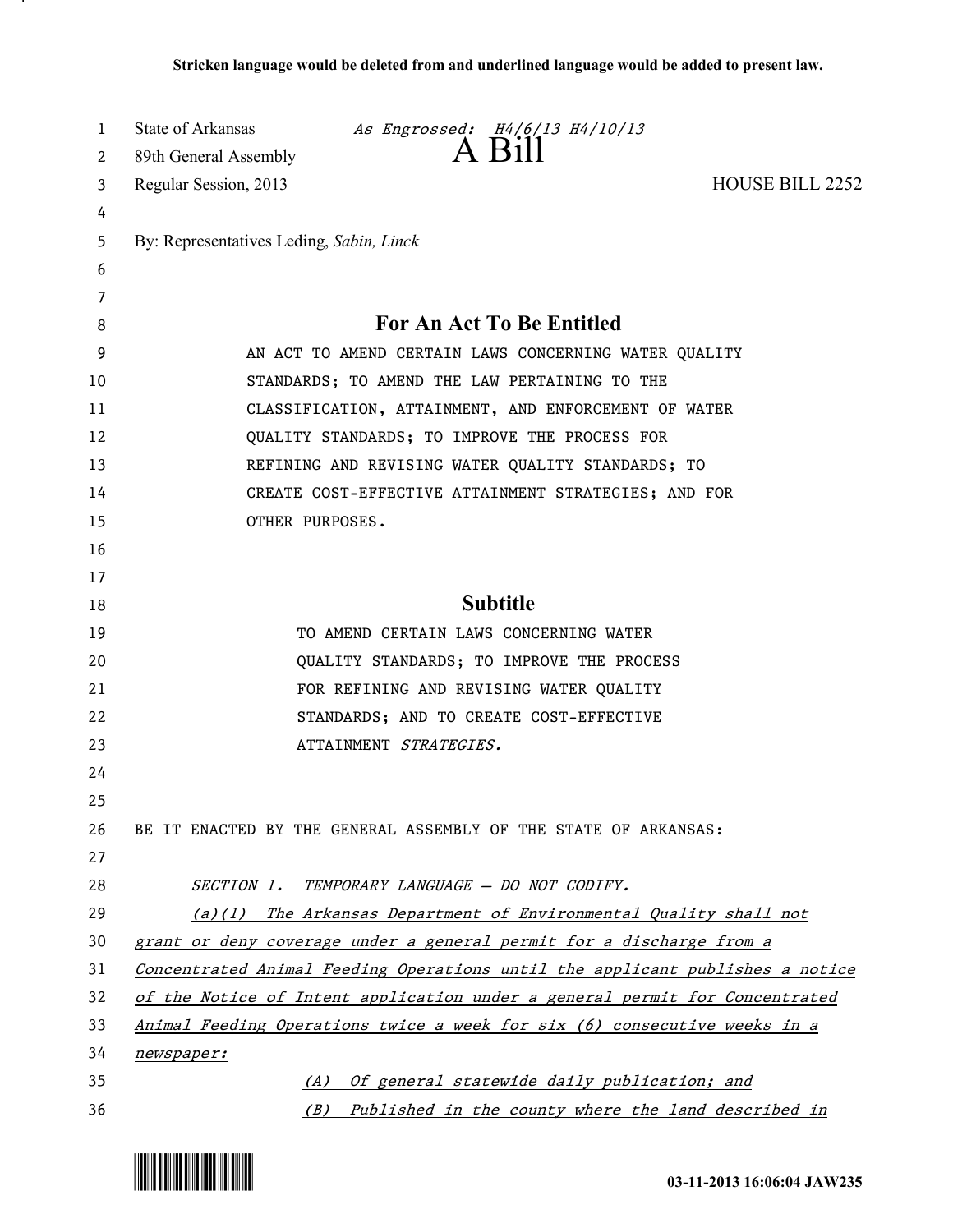Stricken language would be deleted from and underlined language would be added to present law.

State of Arkansas *As Engrossed: H4/6/13 H4/10/13*
89th General Assembly
# A Bill
Regular Session, 2013 HOUSE BILL 2252

By: Representatives Leding, *Sabin, Linck*

## For An Act To Be Entitled

AN ACT TO AMEND CERTAIN LAWS CONCERNING WATER QUALITY STANDARDS; TO AMEND THE LAW PERTAINING TO THE CLASSIFICATION, ATTAINMENT, AND ENFORCEMENT OF WATER QUALITY STANDARDS; TO IMPROVE THE PROCESS FOR REFINING AND REVISING WATER QUALITY STANDARDS; TO CREATE COST-EFFECTIVE ATTAINMENT STRATEGIES; AND FOR OTHER PURPOSES.

## Subtitle

TO AMEND CERTAIN LAWS CONCERNING WATER QUALITY STANDARDS; TO IMPROVE THE PROCESS FOR REFINING AND REVISING WATER QUALITY STANDARDS; AND TO CREATE COST-EFFECTIVE ATTAINMENT *STRATEGIES.*

BE IT ENACTED BY THE GENERAL ASSEMBLY OF THE STATE OF ARKANSAS:

*SECTION 1. TEMPORARY LANGUAGE — DO NOT CODIFY.*

*(a)(1) The Arkansas Department of Environmental Quality shall not grant or deny coverage under a general permit for a discharge from a Concentrated Animal Feeding Operations until the applicant publishes a notice of the Notice of Intent application under a general permit for Concentrated Animal Feeding Operations twice a week for six (6) consecutive weeks in a newspaper:*

*(A) Of general statewide daily publication; and*

*(B) Published in the county where the land described in*

03-11-2013 16:06:04 JAW235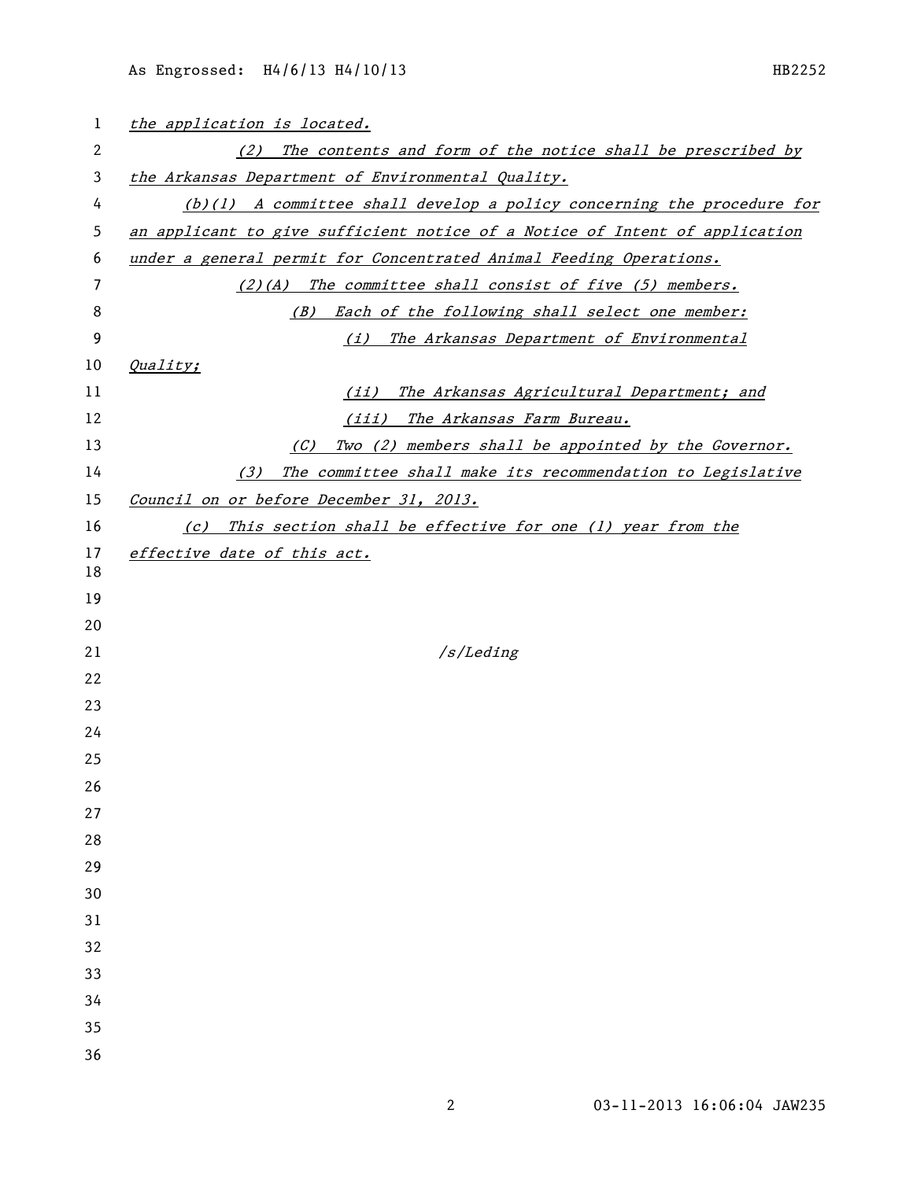*the application is located.*

*(2) The contents and form of the notice shall be prescribed by the Arkansas Department of Environmental Quality.*

*(b)(1) A committee shall develop a policy concerning the procedure for an applicant to give sufficient notice of a Notice of Intent of application under a general permit for Concentrated Animal Feeding Operations.*

*(2)(A) The committee shall consist of five (5) members.*

*(B) Each of the following shall select one member:*

*(i) The Arkansas Department of Environmental Quality;*

*(ii) The Arkansas Agricultural Department; and*

*(iii) The Arkansas Farm Bureau.*

*(C) Two (2) members shall be appointed by the Governor.*

*(3) The committee shall make its recommendation to Legislative Council on or before December 31, 2013.*

*(c) This section shall be effective for one (1) year from the effective date of this act.*

/s/Leding